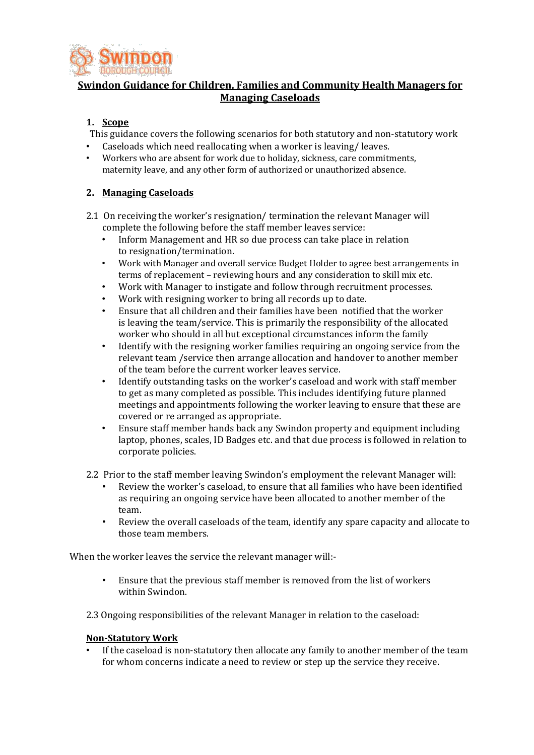# Swindon Guidance for Children, Families and Community Health Managers for Managing Caseloads

## 1. Scope

This guidance covers the following scenarios for both statutory and non-statutory work

- Caseloads which need reallocating when a worker is leaving/ leaves.
- Workers who are absent for work due to holiday, sickness, care commitments, maternity leave, and any other form of authorized or unauthorized absence.

## 2. Managing Caseloads

2.1 On receiving the worker's resignation/ termination the relevant Manager will complete the following before the staff member leaves service:

- Inform Management and HR so due process can take place in relation to resignation/termination.
- Work with Manager and overall service Budget Holder to agree best arrangements in terms of replacement – reviewing hours and any consideration to skill mix etc.
- Work with Manager to instigate and follow through recruitment processes.
- Work with resigning worker to bring all records up to date.
- Ensure that all children and their families have been notified that the worker is leaving the team/service. This is primarily the responsibility of the allocated worker who should in all but exceptional circumstances inform the family
- Identify with the resigning worker families requiring an ongoing service from the relevant team /service then arrange allocation and handover to another member of the team before the current worker leaves service.
- Identify outstanding tasks on the worker's caseload and work with staff member to get as many completed as possible. This includes identifying future planned meetings and appointments following the worker leaving to ensure that these are covered or re arranged as appropriate.
- Ensure staff member hands back any Swindon property and equipment including laptop, phones, scales, ID Badges etc. and that due process is followed in relation to corporate policies.

2.2 Prior to the staff member leaving Swindon's employment the relevant Manager will:

- Review the worker's caseload, to ensure that all families who have been identified as requiring an ongoing service have been allocated to another member of the team.
- Review the overall caseloads of the team, identify any spare capacity and allocate to those team members.

When the worker leaves the service the relevant manager will:-

- Ensure that the previous staff member is removed from the list of workers within Swindon.

2.3 Ongoing responsibilities of the relevant Manager in relation to the caseload:

**Non-Statutory Work**

- If the caseload is non-statutory then allocate any family to another member of the team for whom concerns indicate a need to review or step up the service they receive.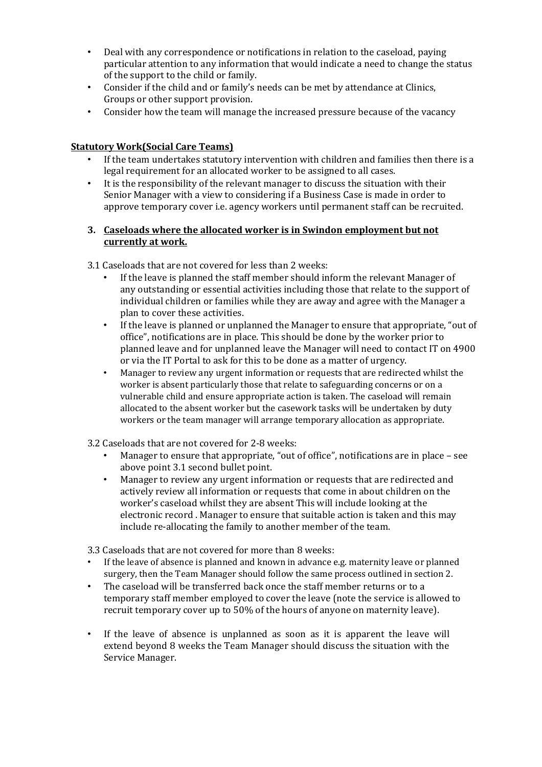- Deal with any correspondence or notifications in relation to the caseload, paying particular attention to any information that would indicate a need to change the status of the support to the child or family.
- Consider if the child and or family's needs can be met by attendance at Clinics, Groups or other support provision.
- Consider how the team will manage the increased pressure because of the vacancy

**Statutory Work(Social Care Teams)**

- If the team undertakes statutory intervention with children and families then there is a legal requirement for an allocated worker to be assigned to all cases.
- It is the responsibility of the relevant manager to discuss the situation with their Senior Manager with a view to considering if a Business Case is made in order to approve temporary cover i.e. agency workers until permanent staff can be recruited.

## 3. Caseloads where the allocated worker is in Swindon employment but not currently at work.

3.1 Caseloads that are not covered for less than 2 weeks:

- If the leave is planned the staff member should inform the relevant Manager of any outstanding or essential activities including those that relate to the support of individual children or families while they are away and agree with the Manager a plan to cover these activities.
- If the leave is planned or unplanned the Manager to ensure that appropriate, "out of office", notifications are in place. This should be done by the worker prior to planned leave and for unplanned leave the Manager will need to contact IT on 4900 or via the IT Portal to ask for this to be done as a matter of urgency.
- Manager to review any urgent information or requests that are redirected whilst the worker is absent particularly those that relate to safeguarding concerns or on a vulnerable child and ensure appropriate action is taken. The caseload will remain allocated to the absent worker but the casework tasks will be undertaken by duty workers or the team manager will arrange temporary allocation as appropriate.

3.2 Caseloads that are not covered for 2-8 weeks:

- Manager to ensure that appropriate, "out of office", notifications are in place – see above point 3.1 second bullet point.
- Manager to review any urgent information or requests that are redirected and actively review all information or requests that come in about children on the worker's caseload whilst they are absent This will include looking at the electronic record . Manager to ensure that suitable action is taken and this may include re-allocating the family to another member of the team.

3.3 Caseloads that are not covered for more than 8 weeks:

- If the leave of absence is planned and known in advance e.g. maternity leave or planned surgery, then the Team Manager should follow the same process outlined in section 2.
- The caseload will be transferred back once the staff member returns or to a temporary staff member employed to cover the leave (note the service is allowed to recruit temporary cover up to 50% of the hours of anyone on maternity leave).
- If the leave of absence is unplanned as soon as it is apparent the leave will extend beyond 8 weeks the Team Manager should discuss the situation with the Service Manager.